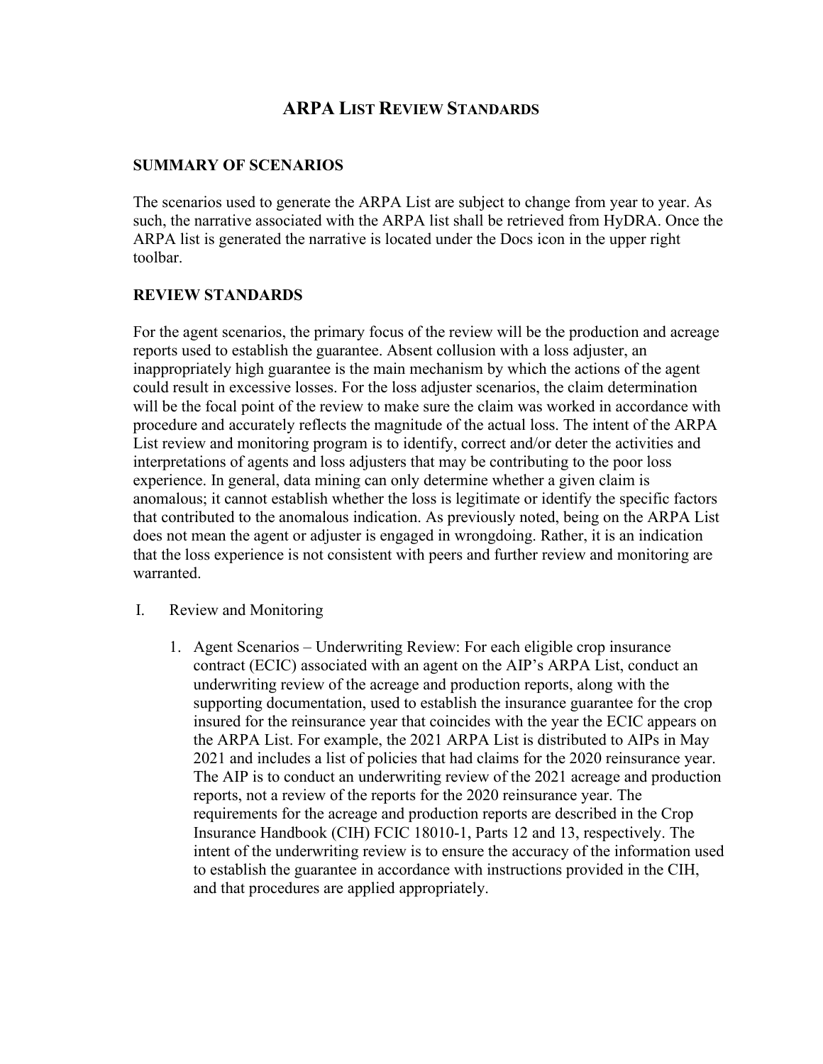# ARPA List Review Standards

## SUMMARY OF SCENARIOS

The scenarios used to generate the ARPA List are subject to change from year to year. As such, the narrative associated with the ARPA list shall be retrieved from HyDRA. Once the ARPA list is generated the narrative is located under the Docs icon in the upper right toolbar.

## REVIEW STANDARDS

For the agent scenarios, the primary focus of the review will be the production and acreage reports used to establish the guarantee. Absent collusion with a loss adjuster, an inappropriately high guarantee is the main mechanism by which the actions of the agent could result in excessive losses. For the loss adjuster scenarios, the claim determination will be the focal point of the review to make sure the claim was worked in accordance with procedure and accurately reflects the magnitude of the actual loss. The intent of the ARPA List review and monitoring program is to identify, correct and/or deter the activities and interpretations of agents and loss adjusters that may be contributing to the poor loss experience. In general, data mining can only determine whether a given claim is anomalous; it cannot establish whether the loss is legitimate or identify the specific factors that contributed to the anomalous indication. As previously noted, being on the ARPA List does not mean the agent or adjuster is engaged in wrongdoing. Rather, it is an indication that the loss experience is not consistent with peers and further review and monitoring are warranted.

I. Review and Monitoring

   1. Agent Scenarios – Underwriting Review: For each eligible crop insurance contract (ECIC) associated with an agent on the AIP's ARPA List, conduct an underwriting review of the acreage and production reports, along with the supporting documentation, used to establish the insurance guarantee for the crop insured for the reinsurance year that coincides with the year the ECIC appears on the ARPA List. For example, the 2021 ARPA List is distributed to AIPs in May 2021 and includes a list of policies that had claims for the 2020 reinsurance year. The AIP is to conduct an underwriting review of the 2021 acreage and production reports, not a review of the reports for the 2020 reinsurance year. The requirements for the acreage and production reports are described in the Crop Insurance Handbook (CIH) FCIC 18010-1, Parts 12 and 13, respectively. The intent of the underwriting review is to ensure the accuracy of the information used to establish the guarantee in accordance with instructions provided in the CIH, and that procedures are applied appropriately.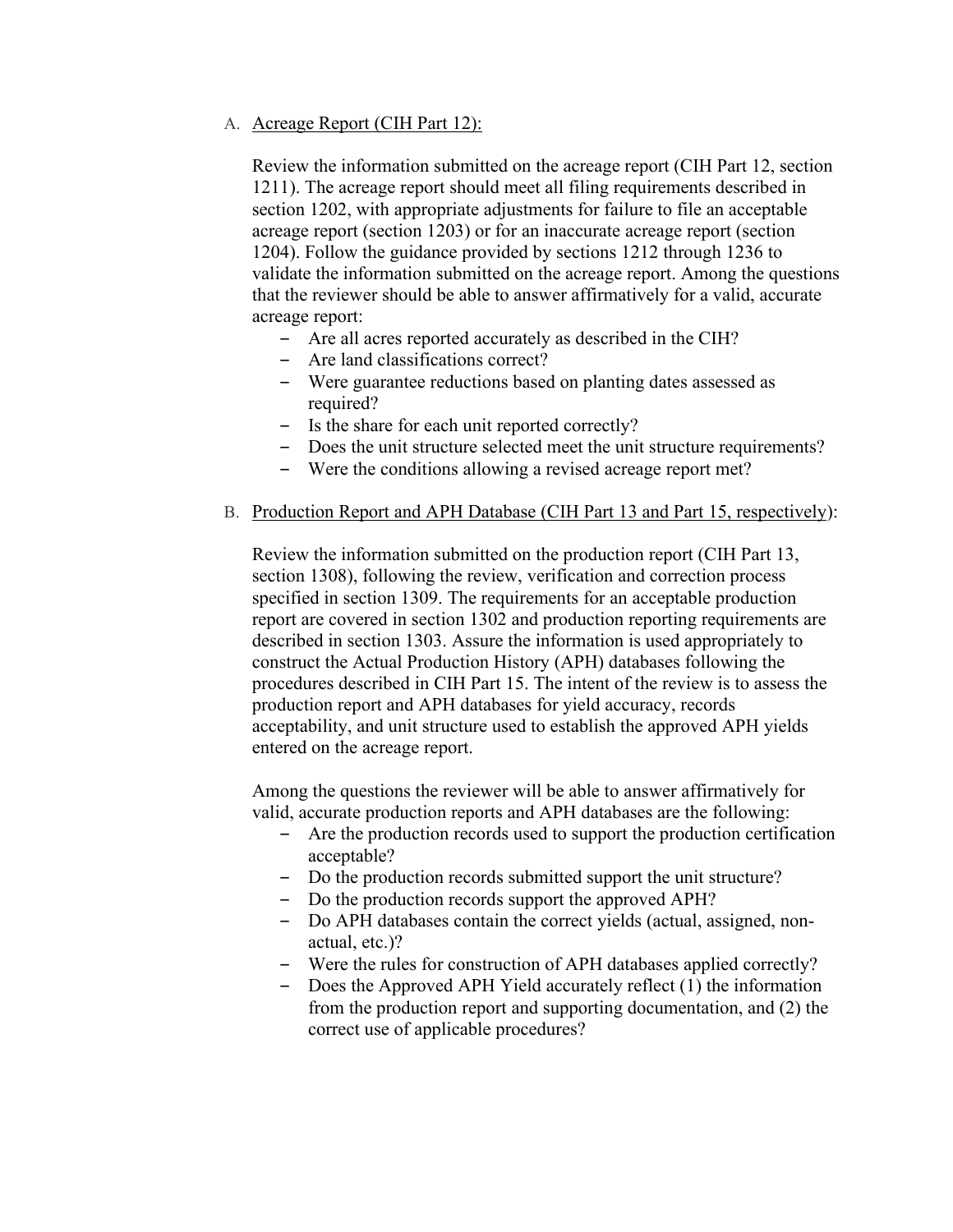A. Acreage Report (CIH Part 12):

Review the information submitted on the acreage report (CIH Part 12, section 1211). The acreage report should meet all filing requirements described in section 1202, with appropriate adjustments for failure to file an acceptable acreage report (section 1203) or for an inaccurate acreage report (section 1204). Follow the guidance provided by sections 1212 through 1236 to validate the information submitted on the acreage report. Among the questions that the reviewer should be able to answer affirmatively for a valid, accurate acreage report:

- Are all acres reported accurately as described in the CIH?
- Are land classifications correct?
- Were guarantee reductions based on planting dates assessed as required?
- Is the share for each unit reported correctly?
- Does the unit structure selected meet the unit structure requirements?
- Were the conditions allowing a revised acreage report met?

B. Production Report and APH Database (CIH Part 13 and Part 15, respectively):

Review the information submitted on the production report (CIH Part 13, section 1308), following the review, verification and correction process specified in section 1309. The requirements for an acceptable production report are covered in section 1302 and production reporting requirements are described in section 1303. Assure the information is used appropriately to construct the Actual Production History (APH) databases following the procedures described in CIH Part 15. The intent of the review is to assess the production report and APH databases for yield accuracy, records acceptability, and unit structure used to establish the approved APH yields entered on the acreage report.

Among the questions the reviewer will be able to answer affirmatively for valid, accurate production reports and APH databases are the following:

- Are the production records used to support the production certification acceptable?
- Do the production records submitted support the unit structure?
- Do the production records support the approved APH?
- Do APH databases contain the correct yields (actual, assigned, non-actual, etc.)?
- Were the rules for construction of APH databases applied correctly?
- Does the Approved APH Yield accurately reflect (1) the information from the production report and supporting documentation, and (2) the correct use of applicable procedures?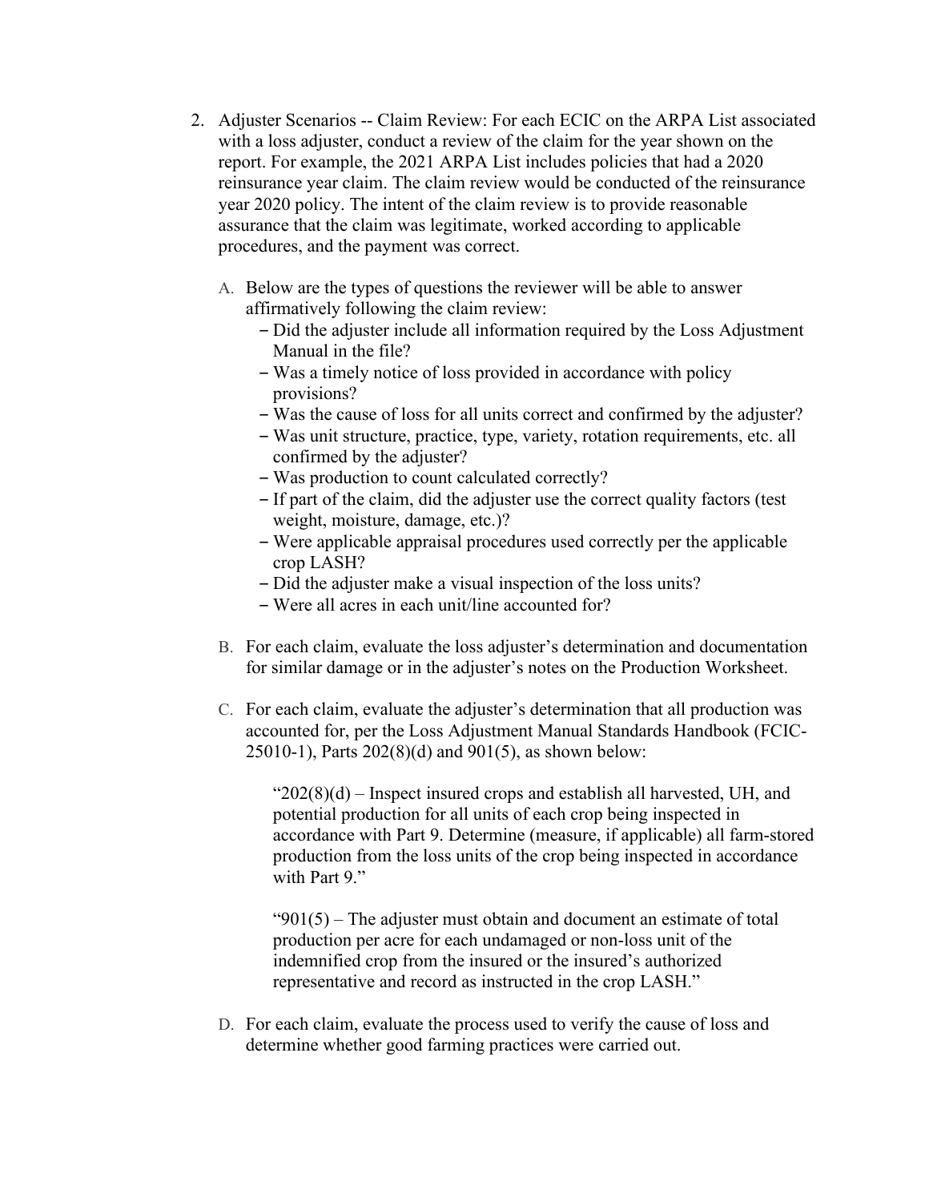2. Adjuster Scenarios -- Claim Review: For each ECIC on the ARPA List associated with a loss adjuster, conduct a review of the claim for the year shown on the report. For example, the 2021 ARPA List includes policies that had a 2020 reinsurance year claim. The claim review would be conducted of the reinsurance year 2020 policy. The intent of the claim review is to provide reasonable assurance that the claim was legitimate, worked according to applicable procedures, and the payment was correct.

   A. Below are the types of questions the reviewer will be able to answer affirmatively following the claim review:
      - Did the adjuster include all information required by the Loss Adjustment Manual in the file?
      - Was a timely notice of loss provided in accordance with policy provisions?
      - Was the cause of loss for all units correct and confirmed by the adjuster?
      - Was unit structure, practice, type, variety, rotation requirements, etc. all confirmed by the adjuster?
      - Was production to count calculated correctly?
      - If part of the claim, did the adjuster use the correct quality factors (test weight, moisture, damage, etc.)?
      - Were applicable appraisal procedures used correctly per the applicable crop LASH?
      - Did the adjuster make a visual inspection of the loss units?
      - Were all acres in each unit/line accounted for?

   B. For each claim, evaluate the loss adjuster's determination and documentation for similar damage or in the adjuster's notes on the Production Worksheet.

   C. For each claim, evaluate the adjuster's determination that all production was accounted for, per the Loss Adjustment Manual Standards Handbook (FCIC-25010-1), Parts 202(8)(d) and 901(5), as shown below:

      "202(8)(d) – Inspect insured crops and establish all harvested, UH, and potential production for all units of each crop being inspected in accordance with Part 9. Determine (measure, if applicable) all farm-stored production from the loss units of the crop being inspected in accordance with Part 9."

      "901(5) – The adjuster must obtain and document an estimate of total production per acre for each undamaged or non-loss unit of the indemnified crop from the insured or the insured's authorized representative and record as instructed in the crop LASH."

   D. For each claim, evaluate the process used to verify the cause of loss and determine whether good farming practices were carried out.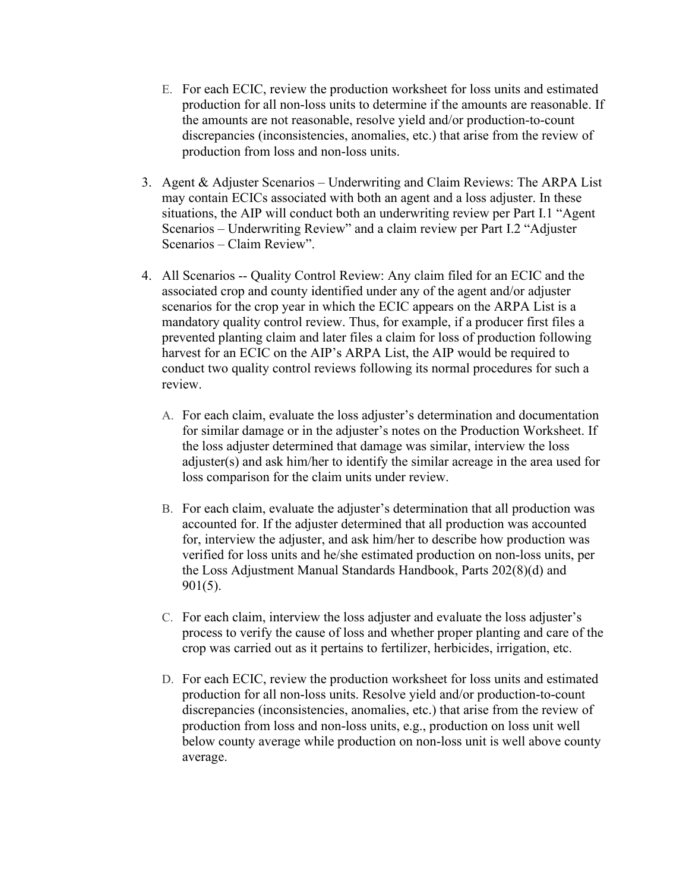E. For each ECIC, review the production worksheet for loss units and estimated production for all non-loss units to determine if the amounts are reasonable. If the amounts are not reasonable, resolve yield and/or production-to-count discrepancies (inconsistencies, anomalies, etc.) that arise from the review of production from loss and non-loss units.

3. Agent & Adjuster Scenarios – Underwriting and Claim Reviews: The ARPA List may contain ECICs associated with both an agent and a loss adjuster. In these situations, the AIP will conduct both an underwriting review per Part I.1 "Agent Scenarios – Underwriting Review" and a claim review per Part I.2 "Adjuster Scenarios – Claim Review".

4. All Scenarios -- Quality Control Review: Any claim filed for an ECIC and the associated crop and county identified under any of the agent and/or adjuster scenarios for the crop year in which the ECIC appears on the ARPA List is a mandatory quality control review. Thus, for example, if a producer first files a prevented planting claim and later files a claim for loss of production following harvest for an ECIC on the AIP's ARPA List, the AIP would be required to conduct two quality control reviews following its normal procedures for such a review.

   A. For each claim, evaluate the loss adjuster's determination and documentation for similar damage or in the adjuster's notes on the Production Worksheet. If the loss adjuster determined that damage was similar, interview the loss adjuster(s) and ask him/her to identify the similar acreage in the area used for loss comparison for the claim units under review.

   B. For each claim, evaluate the adjuster's determination that all production was accounted for. If the adjuster determined that all production was accounted for, interview the adjuster, and ask him/her to describe how production was verified for loss units and he/she estimated production on non-loss units, per the Loss Adjustment Manual Standards Handbook, Parts 202(8)(d) and 901(5).

   C. For each claim, interview the loss adjuster and evaluate the loss adjuster's process to verify the cause of loss and whether proper planting and care of the crop was carried out as it pertains to fertilizer, herbicides, irrigation, etc.

   D. For each ECIC, review the production worksheet for loss units and estimated production for all non-loss units. Resolve yield and/or production-to-count discrepancies (inconsistencies, anomalies, etc.) that arise from the review of production from loss and non-loss units, e.g., production on loss unit well below county average while production on non-loss unit is well above county average.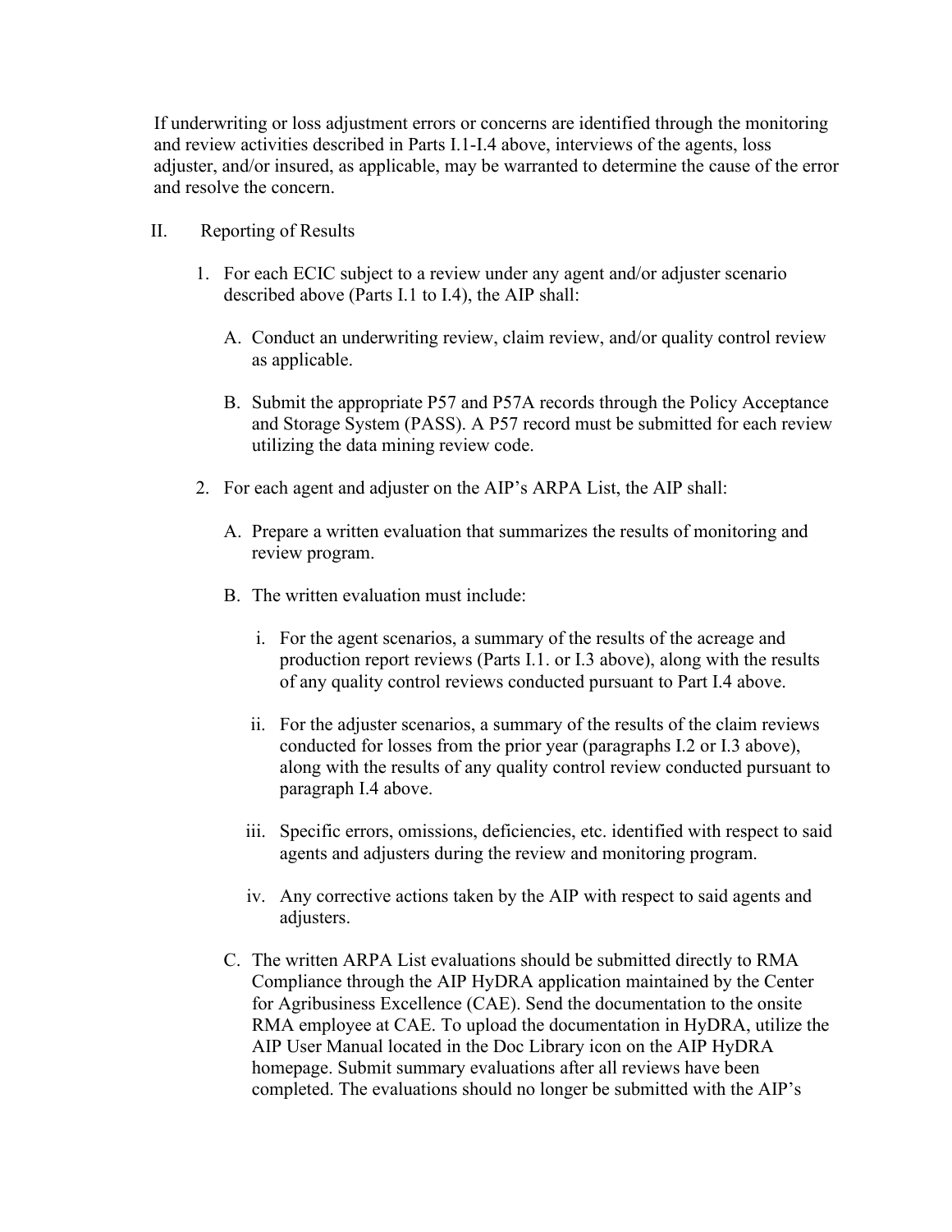If underwriting or loss adjustment errors or concerns are identified through the monitoring and review activities described in Parts I.1-I.4 above, interviews of the agents, loss adjuster, and/or insured, as applicable, may be warranted to determine the cause of the error and resolve the concern.

II. Reporting of Results

1. For each ECIC subject to a review under any agent and/or adjuster scenario described above (Parts I.1 to I.4), the AIP shall:

   A. Conduct an underwriting review, claim review, and/or quality control review as applicable.

   B. Submit the appropriate P57 and P57A records through the Policy Acceptance and Storage System (PASS). A P57 record must be submitted for each review utilizing the data mining review code.

2. For each agent and adjuster on the AIP's ARPA List, the AIP shall:

   A. Prepare a written evaluation that summarizes the results of monitoring and review program.

   B. The written evaluation must include:

      i. For the agent scenarios, a summary of the results of the acreage and production report reviews (Parts I.1. or I.3 above), along with the results of any quality control reviews conducted pursuant to Part I.4 above.

      ii. For the adjuster scenarios, a summary of the results of the claim reviews conducted for losses from the prior year (paragraphs I.2 or I.3 above), along with the results of any quality control review conducted pursuant to paragraph I.4 above.

      iii. Specific errors, omissions, deficiencies, etc. identified with respect to said agents and adjusters during the review and monitoring program.

      iv. Any corrective actions taken by the AIP with respect to said agents and adjusters.

   C. The written ARPA List evaluations should be submitted directly to RMA Compliance through the AIP HyDRA application maintained by the Center for Agribusiness Excellence (CAE). Send the documentation to the onsite RMA employee at CAE. To upload the documentation in HyDRA, utilize the AIP User Manual located in the Doc Library icon on the AIP HyDRA homepage. Submit summary evaluations after all reviews have been completed. The evaluations should no longer be submitted with the AIP's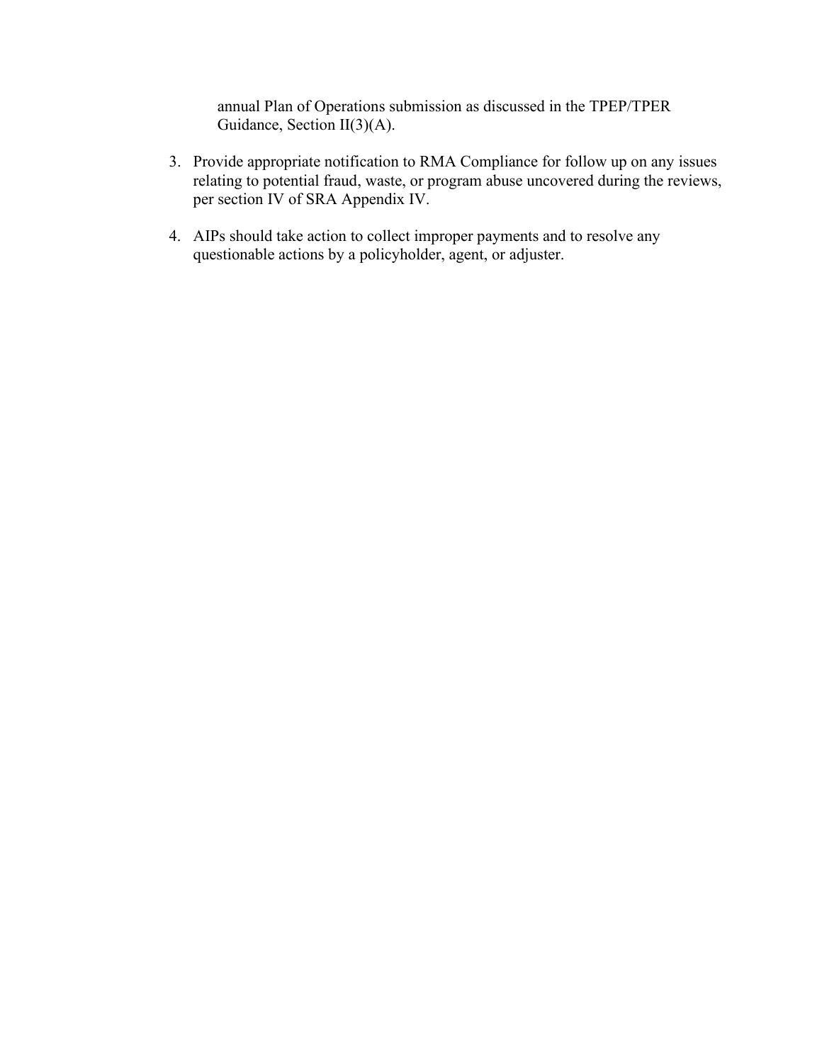annual Plan of Operations submission as discussed in the TPEP/TPER Guidance, Section II(3)(A).

3. Provide appropriate notification to RMA Compliance for follow up on any issues relating to potential fraud, waste, or program abuse uncovered during the reviews, per section IV of SRA Appendix IV.

4. AIPs should take action to collect improper payments and to resolve any questionable actions by a policyholder, agent, or adjuster.